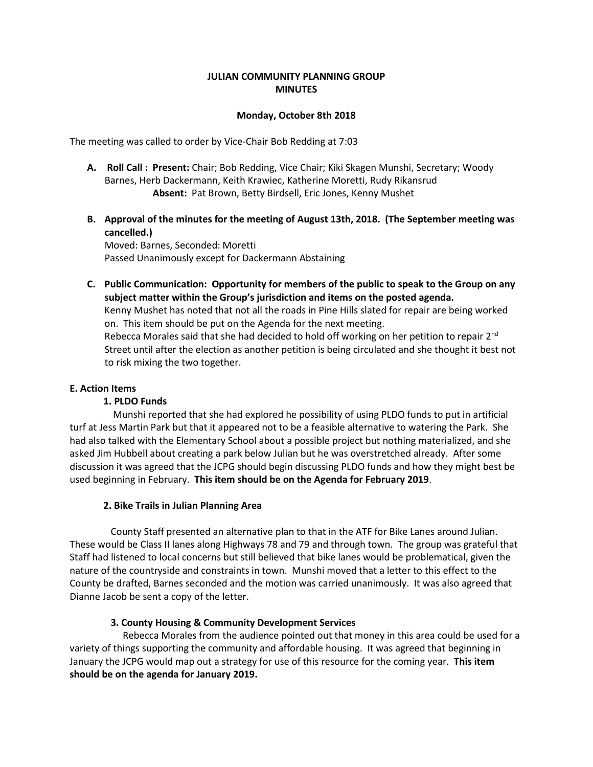# JULIAN COMMUNITY PLANNING GROUP
# MINUTES

**Monday, October 8th 2018**

The meeting was called to order by Vice-Chair Bob Redding at 7:03

**A. Roll Call : Present:** Chair; Bob Redding, Vice Chair; Kiki Skagen Munshi, Secretary; Woody Barnes, Herb Dackermann, Keith Krawiec, Katherine Moretti, Rudy Rikansrud
**Absent:** Pat Brown, Betty Birdsell, Eric Jones, Kenny Mushet

**B. Approval of the minutes for the meeting of August 13th, 2018. (The September meeting was cancelled.)**
Moved: Barnes, Seconded: Moretti
Passed Unanimously except for Dackermann Abstaining

**C. Public Communication: Opportunity for members of the public to speak to the Group on any subject matter within the Group's jurisdiction and items on the posted agenda.**
Kenny Mushet has noted that not all the roads in Pine Hills slated for repair are being worked on. This item should be put on the Agenda for the next meeting.
Rebecca Morales said that she had decided to hold off working on her petition to repair 2nd Street until after the election as another petition is being circulated and she thought it best not to risk mixing the two together.

**E. Action Items**

**1. PLDO Funds**

Munshi reported that she had explored he possibility of using PLDO funds to put in artificial turf at Jess Martin Park but that it appeared not to be a feasible alternative to watering the Park. She had also talked with the Elementary School about a possible project but nothing materialized, and she asked Jim Hubbell about creating a park below Julian but he was overstretched already. After some discussion it was agreed that the JCPG should begin discussing PLDO funds and how they might best be used beginning in February. **This item should be on the Agenda for February 2019**.

**2. Bike Trails in Julian Planning Area**

County Staff presented an alternative plan to that in the ATF for Bike Lanes around Julian. These would be Class II lanes along Highways 78 and 79 and through town. The group was grateful that Staff had listened to local concerns but still believed that bike lanes would be problematical, given the nature of the countryside and constraints in town. Munshi moved that a letter to this effect to the County be drafted, Barnes seconded and the motion was carried unanimously. It was also agreed that Dianne Jacob be sent a copy of the letter.

**3. County Housing & Community Development Services**

Rebecca Morales from the audience pointed out that money in this area could be used for a variety of things supporting the community and affordable housing. It was agreed that beginning in January the JCPG would map out a strategy for use of this resource for the coming year. **This item should be on the agenda for January 2019.**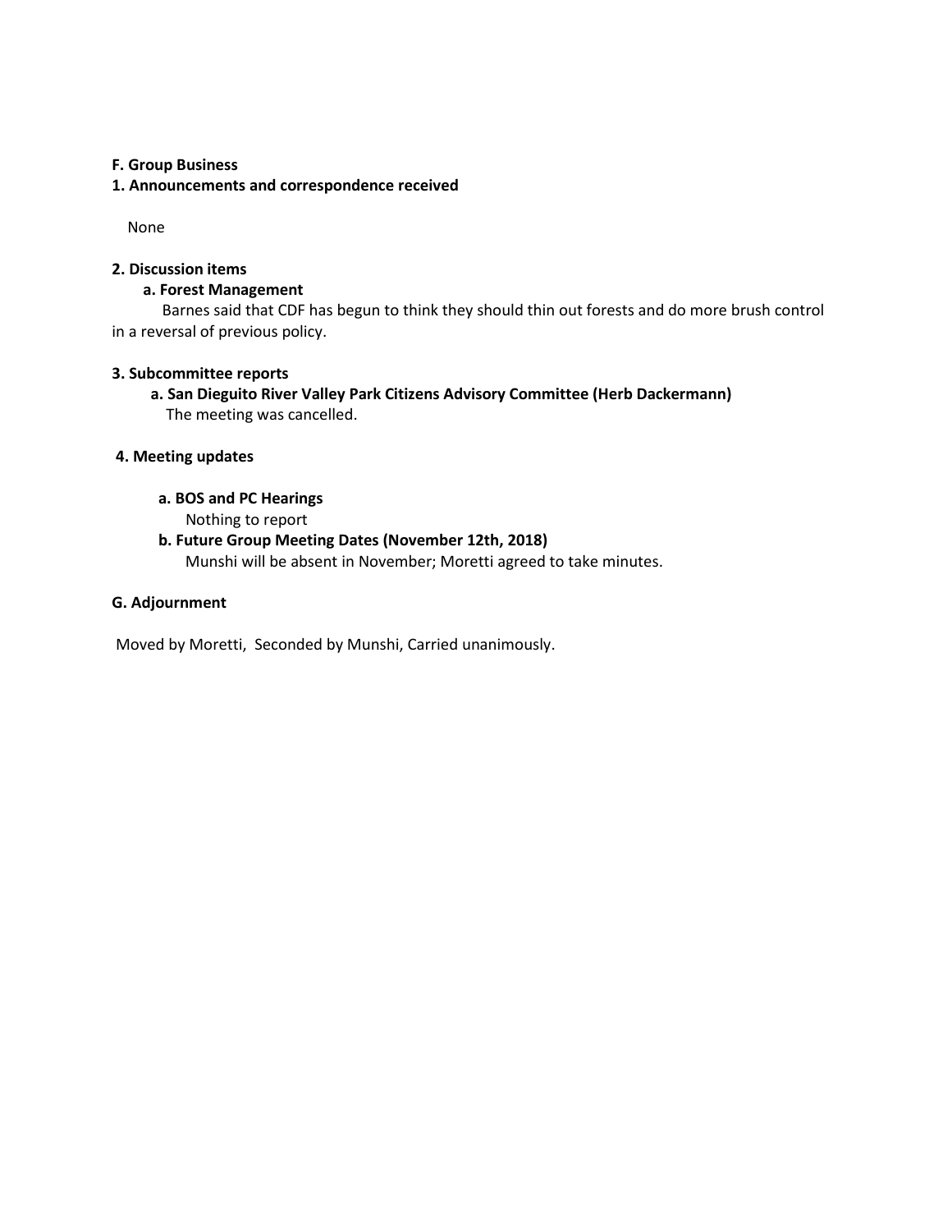**F. Group Business**

**1. Announcements and correspondence received**

None

**2. Discussion items**

**a. Forest Management**

Barnes said that CDF has begun to think they should thin out forests and do more brush control in a reversal of previous policy.

**3. Subcommittee reports**

**a. San Dieguito River Valley Park Citizens Advisory Committee (Herb Dackermann)**

The meeting was cancelled.

**4. Meeting updates**

**a. BOS and PC Hearings**

Nothing to report

**b. Future Group Meeting Dates (November 12th, 2018)**

Munshi will be absent in November; Moretti agreed to take minutes.

**G. Adjournment**

Moved by Moretti, Seconded by Munshi, Carried unanimously.